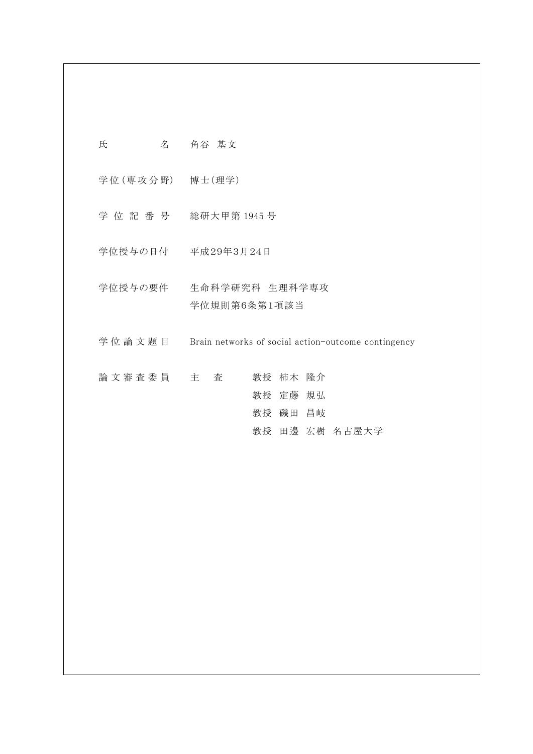| | |
|---|---|
| 氏　　　　　名 | 角谷 基文 |
| 学位（専攻分野） | 博士(理学) |
| 学 位 記 番 号 | 総研大甲第 1945 号 |
| 学位授与の日付 | 平成29年3月24日 |
| 学位授与の要件 | 生命科学研究科 生理科学専攻<br>学位規則第6条第1項該当 |
| 学 位 論 文 題 目 | Brain networks of social action-outcome contingency |
| 論 文 審 査 委 員 | 主　査　　教授 柿木 隆介<br>教授 定藤 規弘<br>教授 磯田 昌岐<br>教授 田邊 宏樹 名古屋大学 |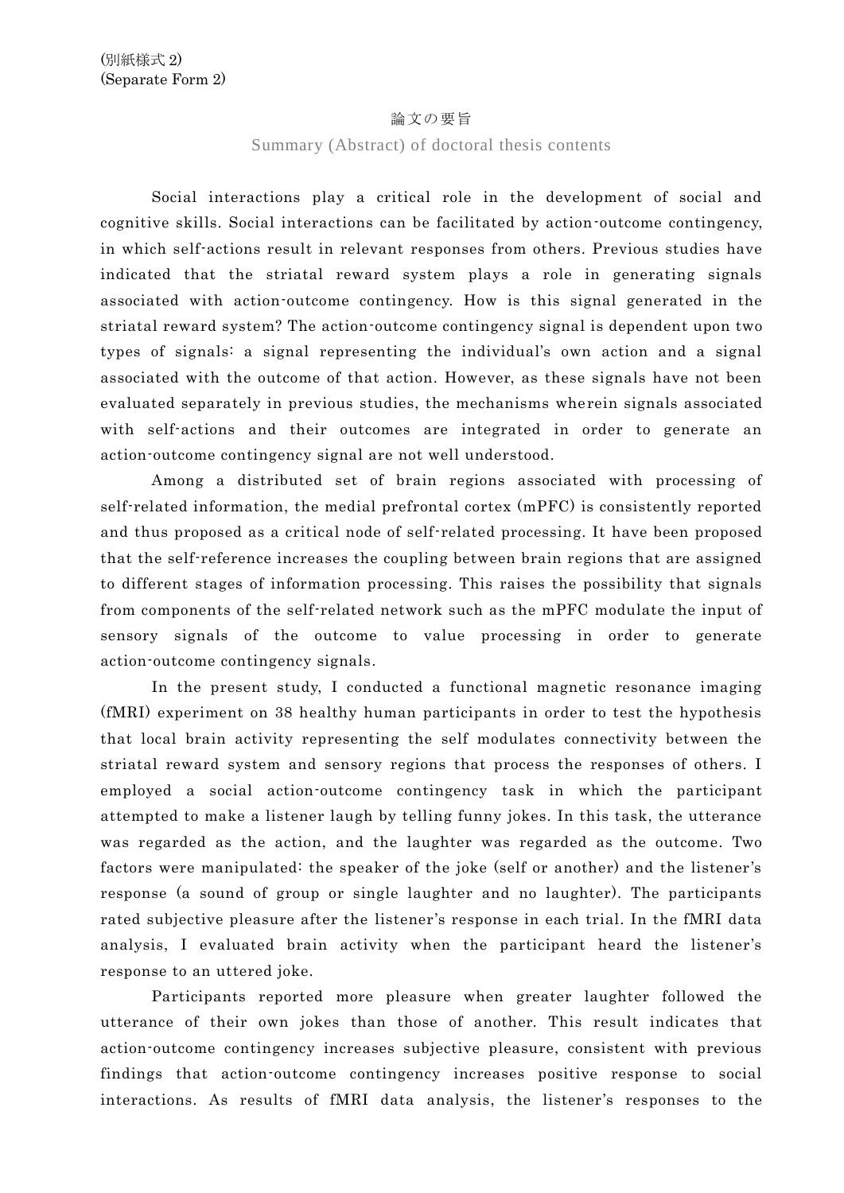(別紙様式 2)
(Separate Form 2)

# 論文の要旨

## Summary (Abstract) of doctoral thesis contents

Social interactions play a critical role in the development of social and cognitive skills. Social interactions can be facilitated by action-outcome contingency, in which self-actions result in relevant responses from others. Previous studies have indicated that the striatal reward system plays a role in generating signals associated with action-outcome contingency. How is this signal generated in the striatal reward system? The action-outcome contingency signal is dependent upon two types of signals: a signal representing the individual's own action and a signal associated with the outcome of that action. However, as these signals have not been evaluated separately in previous studies, the mechanisms wherein signals associated with self-actions and their outcomes are integrated in order to generate an action-outcome contingency signal are not well understood.

Among a distributed set of brain regions associated with processing of self-related information, the medial prefrontal cortex (mPFC) is consistently reported and thus proposed as a critical node of self-related processing. It have been proposed that the self-reference increases the coupling between brain regions that are assigned to different stages of information processing. This raises the possibility that signals from components of the self-related network such as the mPFC modulate the input of sensory signals of the outcome to value processing in order to generate action-outcome contingency signals.

In the present study, I conducted a functional magnetic resonance imaging (fMRI) experiment on 38 healthy human participants in order to test the hypothesis that local brain activity representing the self modulates connectivity between the striatal reward system and sensory regions that process the responses of others. I employed a social action-outcome contingency task in which the participant attempted to make a listener laugh by telling funny jokes. In this task, the utterance was regarded as the action, and the laughter was regarded as the outcome. Two factors were manipulated: the speaker of the joke (self or another) and the listener's response (a sound of group or single laughter and no laughter). The participants rated subjective pleasure after the listener's response in each trial. In the fMRI data analysis, I evaluated brain activity when the participant heard the listener's response to an uttered joke.

Participants reported more pleasure when greater laughter followed the utterance of their own jokes than those of another. This result indicates that action-outcome contingency increases subjective pleasure, consistent with previous findings that action-outcome contingency increases positive response to social interactions. As results of fMRI data analysis, the listener's responses to the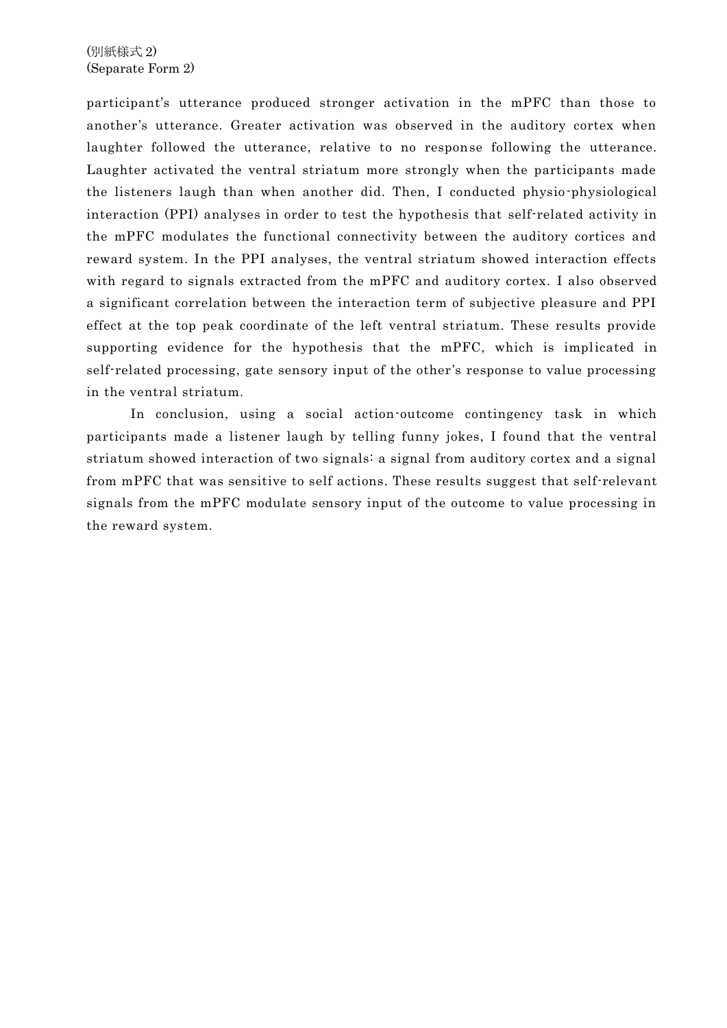participant's utterance produced stronger activation in the mPFC than those to another's utterance. Greater activation was observed in the auditory cortex when laughter followed the utterance, relative to no response following the utterance. Laughter activated the ventral striatum more strongly when the participants made the listeners laugh than when another did. Then, I conducted physio-physiological interaction (PPI) analyses in order to test the hypothesis that self-related activity in the mPFC modulates the functional connectivity between the auditory cortices and reward system. In the PPI analyses, the ventral striatum showed interaction effects with regard to signals extracted from the mPFC and auditory cortex. I also observed a significant correlation between the interaction term of subjective pleasure and PPI effect at the top peak coordinate of the left ventral striatum. These results provide supporting evidence for the hypothesis that the mPFC, which is implicated in self-related processing, gate sensory input of the other's response to value processing in the ventral striatum.

In conclusion, using a social action-outcome contingency task in which participants made a listener laugh by telling funny jokes, I found that the ventral striatum showed interaction of two signals: a signal from auditory cortex and a signal from mPFC that was sensitive to self actions. These results suggest that self-relevant signals from the mPFC modulate sensory input of the outcome to value processing in the reward system.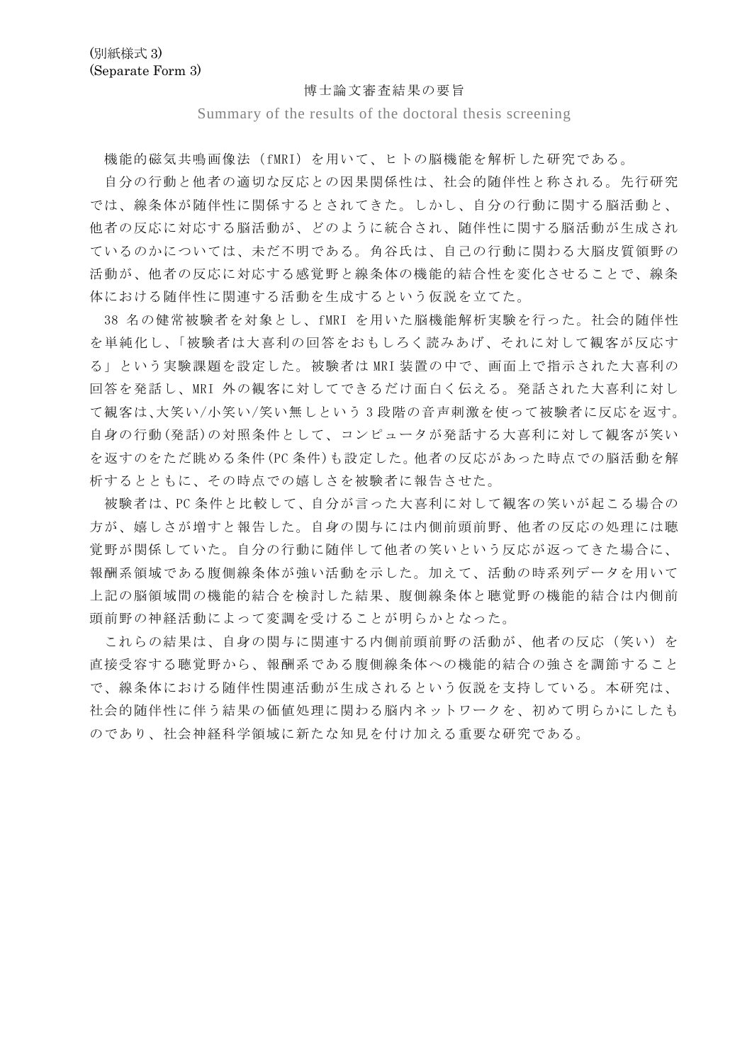(別紙様式 3)
(Separate Form 3)

# 博士論文審査結果の要旨

Summary of the results of the doctoral thesis screening

機能的磁気共鳴画像法（fMRI）を用いて、ヒトの脳機能を解析した研究である。

自分の行動と他者の適切な反応との因果関係性は、社会的随伴性と称される。先行研究では、線条体が随伴性に関係するとされてきた。しかし、自分の行動に関する脳活動と、他者の反応に対応する脳活動が、どのように統合され、随伴性に関する脳活動が生成されているのかについては、未だ不明である。角谷氏は、自己の行動に関わる大脳皮質領野の活動が、他者の反応に対応する感覚野と線条体の機能的結合性を変化させることで、線条体における随伴性に関連する活動を生成するという仮説を立てた。

38 名の健常被験者を対象とし、fMRI を用いた脳機能解析実験を行った。社会的随伴性を単純化し、「被験者は大喜利の回答をおもしろく読みあげ、それに対して観客が反応する」という実験課題を設定した。被験者は MRI 装置の中で、画面上で指示された大喜利の回答を発話し、MRI 外の観客に対してできるだけ面白く伝える。発話された大喜利に対して観客は、大笑い/小笑い/笑い無しという 3 段階の音声刺激を使って被験者に反応を返す。自身の行動(発話)の対照条件として、コンピュータが発話する大喜利に対して観客が笑いを返すのをただ眺める条件(PC 条件)も設定した。他者の反応があった時点での脳活動を解析するとともに、その時点での嬉しさを被験者に報告させた。

被験者は、PC 条件と比較して、自分が言った大喜利に対して観客の笑いが起こる場合の方が、嬉しさが増すと報告した。自身の関与には内側前頭前野、他者の反応の処理には聴覚野が関係していた。自分の行動に随伴して他者の笑いという反応が返ってきた場合に、報酬系領域である腹側線条体が強い活動を示した。加えて、活動の時系列データを用いて上記の脳領域間の機能的結合を検討した結果、腹側線条体と聴覚野の機能的結合は内側前頭前野の神経活動によって変調を受けることが明らかとなった。

これらの結果は、自身の関与に関連する内側前頭前野の活動が、他者の反応（笑い）を直接受容する聴覚野から、報酬系である腹側線条体への機能的結合の強さを調節することで、線条体における随伴性関連活動が生成されるという仮説を支持している。本研究は、社会的随伴性に伴う結果の価値処理に関わる脳内ネットワークを、初めて明らかにしたものであり、社会神経科学領域に新たな知見を付け加える重要な研究である。